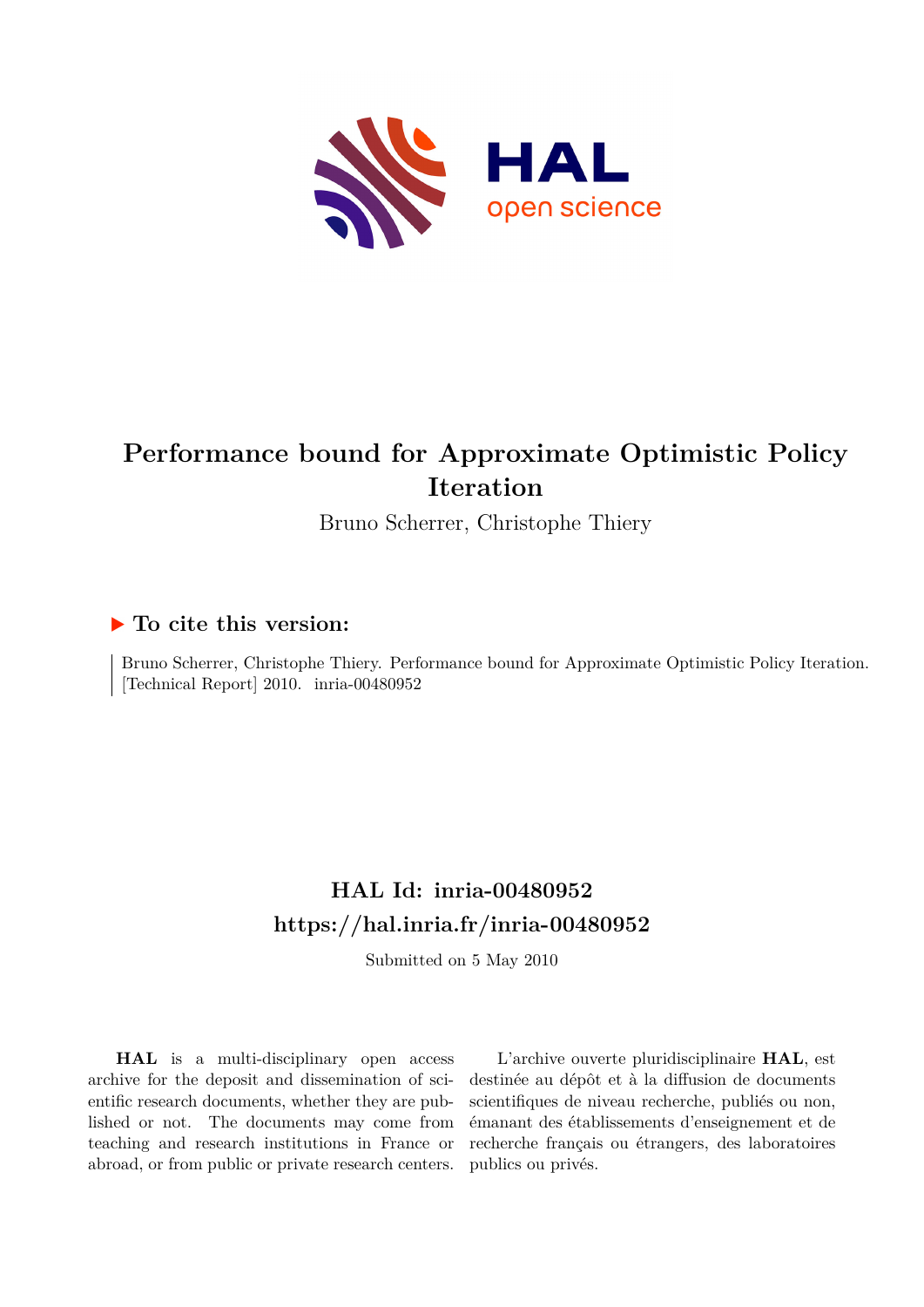# Performance bound for Approximate Optimistic Policy Iteration

Bruno Scherrer, Christophe Thiery

## ▶ To cite this version:

Bruno Scherrer, Christophe Thiery. Performance bound for Approximate Optimistic Policy Iteration. [Technical Report] 2010. inria-00480952

## HAL Id: inria-00480952

## https://hal.inria.fr/inria-00480952

Submitted on 5 May 2010

**HAL** is a multi-disciplinary open access archive for the deposit and dissemination of scientific research documents, whether they are published or not. The documents may come from teaching and research institutions in France or abroad, or from public or private research centers.

L'archive ouverte pluridisciplinaire **HAL**, est destinée au dépôt et à la diffusion de documents scientifiques de niveau recherche, publiés ou non, émanant des établissements d'enseignement et de recherche français ou étrangers, des laboratoires publics ou privés.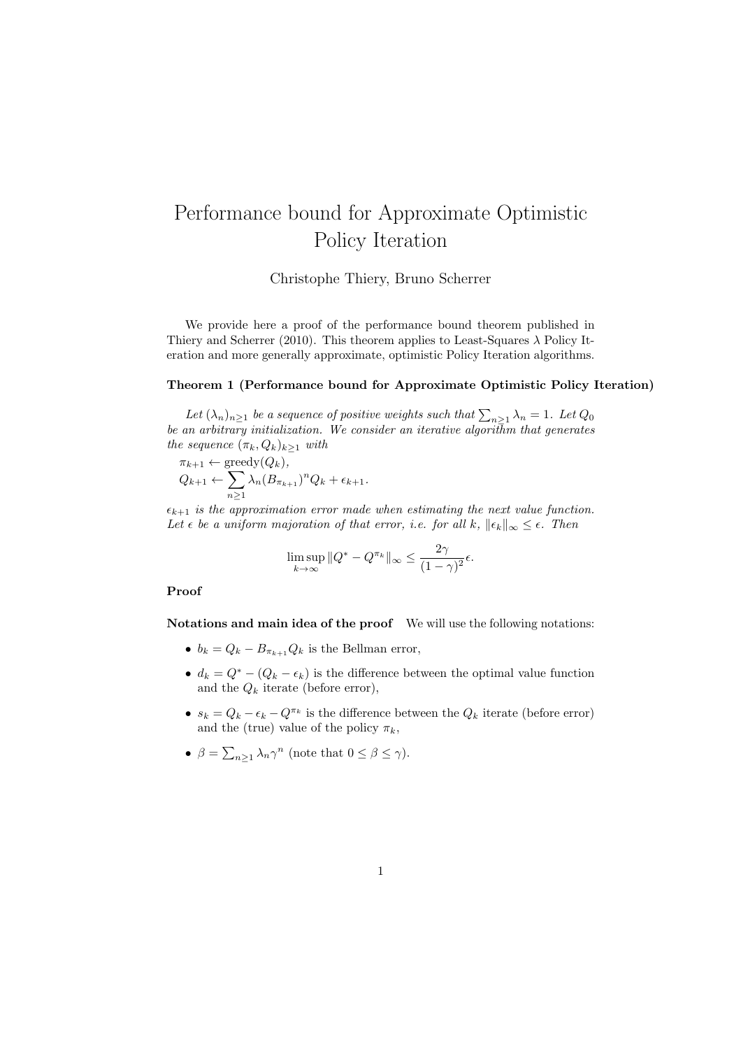# Performance bound for Approximate Optimistic Policy Iteration

Christophe Thiery, Bruno Scherrer

We provide here a proof of the performance bound theorem published in Thiery and Scherrer (2010). This theorem applies to Least-Squares $\lambda$ Policy Iteration and more generally approximate, optimistic Policy Iteration algorithms.

**Theorem 1 (Performance bound for Approximate Optimistic Policy Iteration)**

*Let $(\lambda_n)_{n \geq 1}$ be a sequence of positive weights such that $\sum_{n\geq 1} \lambda_n = 1$. Let $Q_0$ be an arbitrary initialization. We consider an iterative algorithm that generates the sequence $(\pi_k, Q_k)_{k \geq 1}$ with*

$$\pi_{k+1} \leftarrow \text{greedy}(Q_k),$$
$$Q_{k+1} \leftarrow \sum_{n \geq 1} \lambda_n (B_{\pi_{k+1}})^n Q_k + \epsilon_{k+1}.$$

*$\epsilon_{k+1}$ is the approximation error made when estimating the next value function. Let $\epsilon$ be a uniform majoration of that error, i.e. for all $k$, $\|\epsilon_k\|_\infty \leq \epsilon$. Then*

$$\limsup_{k \to \infty} \|Q^* - Q^{\pi_k}\|_\infty \leq \frac{2\gamma}{(1-\gamma)^2}\epsilon.$$

**Proof**

**Notations and main idea of the proof** We will use the following notations:

- $b_k = Q_k - B_{\pi_{k+1}} Q_k$ is the Bellman error,
- $d_k = Q^* - (Q_k - \epsilon_k)$ is the difference between the optimal value function and the $Q_k$ iterate (before error),
- $s_k = Q_k - \epsilon_k - Q^{\pi_k}$ is the difference between the $Q_k$ iterate (before error) and the (true) value of the policy $\pi_k$,
- $\beta = \sum_{n \geq 1} \lambda_n \gamma^n$ (note that $0 \leq \beta \leq \gamma$).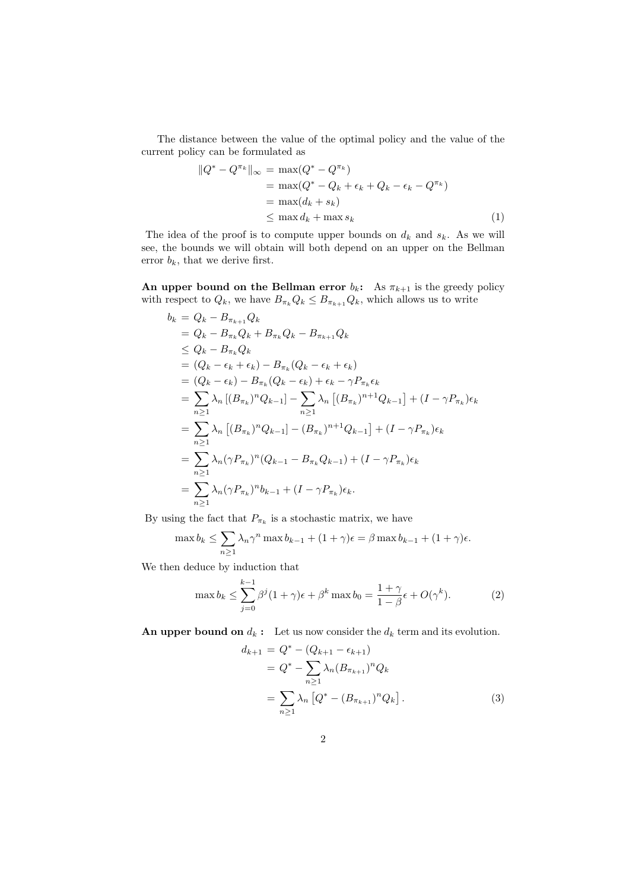The distance between the value of the optimal policy and the value of the current policy can be formulated as

$$
\begin{aligned}
\|Q^* - Q^{\pi_k}\|_\infty &= \max(Q^* - Q^{\pi_k}) \\
&= \max(Q^* - Q_k + \epsilon_k + Q_k - \epsilon_k - Q^{\pi_k}) \\
&= \max(d_k + s_k) \\
&\leq \max d_k + \max s_k
\end{aligned}
\tag{1}
$$

The idea of the proof is to compute upper bounds on $d_k$ and $s_k$. As we will see, the bounds we will obtain will both depend on an upper on the Bellman error $b_k$, that we derive first.

**An upper bound on the Bellman error $b_k$:** As $\pi_{k+1}$ is the greedy policy with respect to $Q_k$, we have $B_{\pi_k} Q_k \leq B_{\pi_{k+1}} Q_k$, which allows us to write

$$
\begin{aligned}
b_k &= Q_k - B_{\pi_{k+1}} Q_k \\
&= Q_k - B_{\pi_k} Q_k + B_{\pi_k} Q_k - B_{\pi_{k+1}} Q_k \\
&\leq Q_k - B_{\pi_k} Q_k \\
&= (Q_k - \epsilon_k + \epsilon_k) - B_{\pi_k}(Q_k - \epsilon_k + \epsilon_k) \\
&= (Q_k - \epsilon_k) - B_{\pi_k}(Q_k - \epsilon_k) + \epsilon_k - \gamma P_{\pi_k} \epsilon_k \\
&= \sum_{n \geq 1} \lambda_n \left[ (B_{\pi_k})^n Q_{k-1} \right] - \sum_{n \geq 1} \lambda_n \left[ (B_{\pi_k})^{n+1} Q_{k-1} \right] + (I - \gamma P_{\pi_k}) \epsilon_k \\
&= \sum_{n \geq 1} \lambda_n \left[ (B_{\pi_k})^n Q_{k-1} ] - (B_{\pi_k})^{n+1} Q_{k-1} \right] + (I - \gamma P_{\pi_k}) \epsilon_k \\
&= \sum_{n \geq 1} \lambda_n (\gamma P_{\pi_k})^n (Q_{k-1} - B_{\pi_k} Q_{k-1}) + (I - \gamma P_{\pi_k}) \epsilon_k \\
&= \sum_{n \geq 1} \lambda_n (\gamma P_{\pi_k})^n b_{k-1} + (I - \gamma P_{\pi_k}) \epsilon_k.
\end{aligned}
$$

By using the fact that $P_{\pi_k}$ is a stochastic matrix, we have

$$
\max b_k \leq \sum_{n \geq 1} \lambda_n \gamma^n \max b_{k-1} + (1 + \gamma)\epsilon = \beta \max b_{k-1} + (1 + \gamma)\epsilon.
$$

We then deduce by induction that

$$
\max b_k \leq \sum_{j=0}^{k-1} \beta^j (1 + \gamma)\epsilon + \beta^k \max b_0 = \frac{1 + \gamma}{1 - \beta}\epsilon + O(\gamma^k).
\tag{2}
$$

**An upper bound on $d_k$ :** Let us now consider the $d_k$ term and its evolution.

$$
\begin{aligned}
d_{k+1} &= Q^* - (Q_{k+1} - \epsilon_{k+1}) \\
&= Q^* - \sum_{n \geq 1} \lambda_n (B_{\pi_{k+1}})^n Q_k \\
&= \sum_{n \geq 1} \lambda_n \left[ Q^* - (B_{\pi_{k+1}})^n Q_k \right].
\end{aligned}
\tag{3}
$$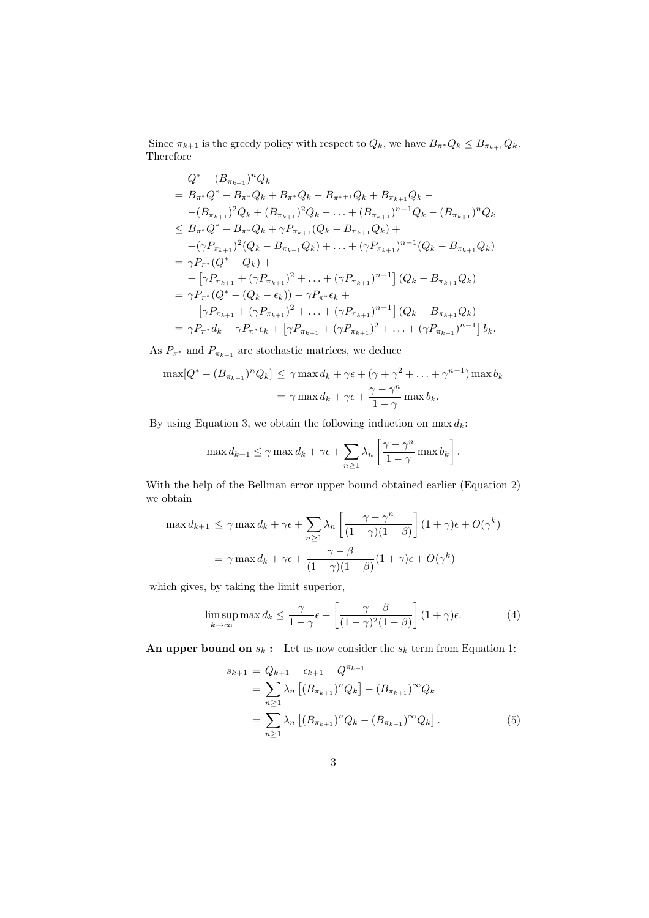Since $\pi_{k+1}$ is the greedy policy with respect to $Q_k$, we have $B_{\pi^*}Q_k \leq B_{\pi_{k+1}}Q_k$. Therefore

$$
\begin{aligned}
& Q^* - (B_{\pi_{k+1}})^n Q_k \\
&= B_{\pi^*}Q^* - B_{\pi^*}Q_k + B_{\pi^*}Q_k - B_{\pi^{k+1}}Q_k + B_{\pi_{k+1}}Q_k - \\
&\quad -(B_{\pi_{k+1}})^2 Q_k + (B_{\pi_{k+1}})^2 Q_k - \ldots + (B_{\pi_{k+1}})^{n-1} Q_k - (B_{\pi_{k+1}})^n Q_k \\
&\leq B_{\pi^*}Q^* - B_{\pi^*}Q_k + \gamma P_{\pi_{k+1}}(Q_k - B_{\pi_{k+1}}Q_k) + \\
&\quad +(\gamma P_{\pi_{k+1}})^2 (Q_k - B_{\pi_{k+1}}Q_k) + \ldots + (\gamma P_{\pi_{k+1}})^{n-1}(Q_k - B_{\pi_{k+1}}Q_k) \\
&= \gamma P_{\pi^*}(Q^* - Q_k) + \\
&\quad + \left[\gamma P_{\pi_{k+1}} + (\gamma P_{\pi_{k+1}})^2 + \ldots + (\gamma P_{\pi_{k+1}})^{n-1}\right](Q_k - B_{\pi_{k+1}}Q_k) \\
&= \gamma P_{\pi^*}(Q^* - (Q_k - \epsilon_k)) - \gamma P_{\pi^*}\epsilon_k + \\
&\quad + \left[\gamma P_{\pi_{k+1}} + (\gamma P_{\pi_{k+1}})^2 + \ldots + (\gamma P_{\pi_{k+1}})^{n-1}\right](Q_k - B_{\pi_{k+1}}Q_k) \\
&= \gamma P_{\pi^*} d_k - \gamma P_{\pi^*}\epsilon_k + \left[\gamma P_{\pi_{k+1}} + (\gamma P_{\pi_{k+1}})^2 + \ldots + (\gamma P_{\pi_{k+1}})^{n-1}\right] b_k.
\end{aligned}
$$

As $P_{\pi^*}$ and $P_{\pi_{k+1}}$ are stochastic matrices, we deduce

$$
\begin{aligned}
\max[Q^* - (B_{\pi_{k+1}})^n Q_k] &\leq \gamma \max d_k + \gamma\epsilon + (\gamma + \gamma^2 + \ldots + \gamma^{n-1}) \max b_k \\
&= \gamma \max d_k + \gamma\epsilon + \frac{\gamma - \gamma^n}{1-\gamma} \max b_k.
\end{aligned}
$$

By using Equation 3, we obtain the following induction on $\max d_k$:

$$
\max d_{k+1} \leq \gamma \max d_k + \gamma\epsilon + \sum_{n\geq 1} \lambda_n \left[\frac{\gamma - \gamma^n}{1-\gamma} \max b_k\right].
$$

With the help of the Bellman error upper bound obtained earlier (Equation 2) we obtain

$$
\begin{aligned}
\max d_{k+1} &\leq \gamma \max d_k + \gamma\epsilon + \sum_{n\geq 1} \lambda_n \left[\frac{\gamma - \gamma^n}{(1-\gamma)(1-\beta)}\right](1+\gamma)\epsilon + O(\gamma^k) \\
&= \gamma \max d_k + \gamma\epsilon + \frac{\gamma - \beta}{(1-\gamma)(1-\beta)}(1+\gamma)\epsilon + O(\gamma^k)
\end{aligned}
$$

which gives, by taking the limit superior,

$$
\limsup_{k\to\infty} \max d_k \leq \frac{\gamma}{1-\gamma}\epsilon + \left[\frac{\gamma - \beta}{(1-\gamma)^2(1-\beta)}\right](1+\gamma)\epsilon. \tag{4}
$$

**An upper bound on $s_k$ :** Let us now consider the $s_k$ term from Equation 1:

$$
\begin{aligned}
s_{k+1} &= Q_{k+1} - \epsilon_{k+1} - Q^{\pi_{k+1}} \\
&= \sum_{n\geq 1} \lambda_n \left[(B_{\pi_{k+1}})^n Q_k\right] - (B_{\pi_{k+1}})^\infty Q_k \\
&= \sum_{n\geq 1} \lambda_n \left[(B_{\pi_{k+1}})^n Q_k - (B_{\pi_{k+1}})^\infty Q_k\right].
\end{aligned} \tag{5}
$$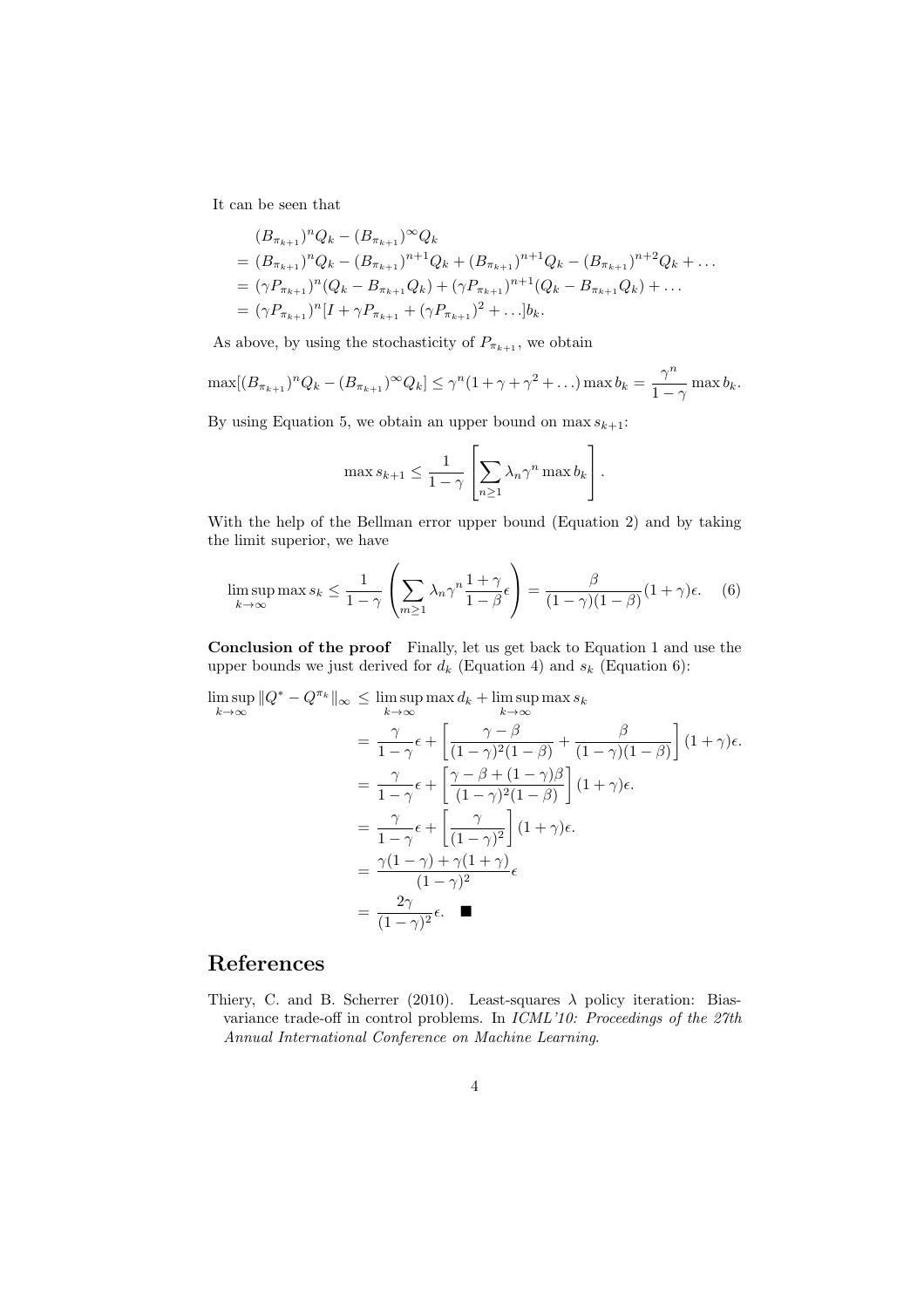It can be seen that

$$
\begin{aligned}
&(B_{\pi_{k+1}})^n Q_k - (B_{\pi_{k+1}})^\infty Q_k \\
&= (B_{\pi_{k+1}})^n Q_k - (B_{\pi_{k+1}})^{n+1} Q_k + (B_{\pi_{k+1}})^{n+1} Q_k - (B_{\pi_{k+1}})^{n+2} Q_k + \ldots \\
&= (\gamma P_{\pi_{k+1}})^n (Q_k - B_{\pi_{k+1}} Q_k) + (\gamma P_{\pi_{k+1}})^{n+1} (Q_k - B_{\pi_{k+1}} Q_k) + \ldots \\
&= (\gamma P_{\pi_{k+1}})^n [I + \gamma P_{\pi_{k+1}} + (\gamma P_{\pi_{k+1}})^2 + \ldots] b_k.
\end{aligned}
$$

As above, by using the stochasticity of $P_{\pi_{k+1}}$, we obtain

$$
\max[(B_{\pi_{k+1}})^n Q_k - (B_{\pi_{k+1}})^\infty Q_k] \leq \gamma^n (1 + \gamma + \gamma^2 + \ldots) \max b_k = \frac{\gamma^n}{1-\gamma} \max b_k.
$$

By using Equation 5, we obtain an upper bound on $\max s_{k+1}$:

$$
\max s_{k+1} \leq \frac{1}{1-\gamma} \left[ \sum_{n \geq 1} \lambda_n \gamma^n \max b_k \right].
$$

With the help of the Bellman error upper bound (Equation 2) and by taking the limit superior, we have

$$
\limsup_{k \to \infty} \max s_k \leq \frac{1}{1-\gamma} \left( \sum_{m \geq 1} \lambda_n \gamma^n \frac{1+\gamma}{1-\beta} \epsilon \right) = \frac{\beta}{(1-\gamma)(1-\beta)} (1+\gamma)\epsilon. \quad (6)
$$

**Conclusion of the proof** Finally, let us get back to Equation 1 and use the upper bounds we just derived for $d_k$ (Equation 4) and $s_k$ (Equation 6):

$$
\begin{aligned}
\limsup_{k \to \infty} \|Q^* - Q^{\pi_k}\|_\infty &\leq \limsup_{k \to \infty} \max d_k + \limsup_{k \to \infty} \max s_k \\
&= \frac{\gamma}{1-\gamma}\epsilon + \left[ \frac{\gamma - \beta}{(1-\gamma)^2(1-\beta)} + \frac{\beta}{(1-\gamma)(1-\beta)} \right] (1+\gamma)\epsilon. \\
&= \frac{\gamma}{1-\gamma}\epsilon + \left[ \frac{\gamma - \beta + (1-\gamma)\beta}{(1-\gamma)^2(1-\beta)} \right] (1+\gamma)\epsilon. \\
&= \frac{\gamma}{1-\gamma}\epsilon + \left[ \frac{\gamma}{(1-\gamma)^2} \right] (1+\gamma)\epsilon. \\
&= \frac{\gamma(1-\gamma) + \gamma(1+\gamma)}{(1-\gamma)^2}\epsilon \\
&= \frac{2\gamma}{(1-\gamma)^2}\epsilon. \quad \blacksquare
\end{aligned}
$$

## References

Thiery, C. and B. Scherrer (2010). Least-squares $\lambda$ policy iteration: Bias-variance trade-off in control problems. In *ICML'10: Proceedings of the 27th Annual International Conference on Machine Learning*.